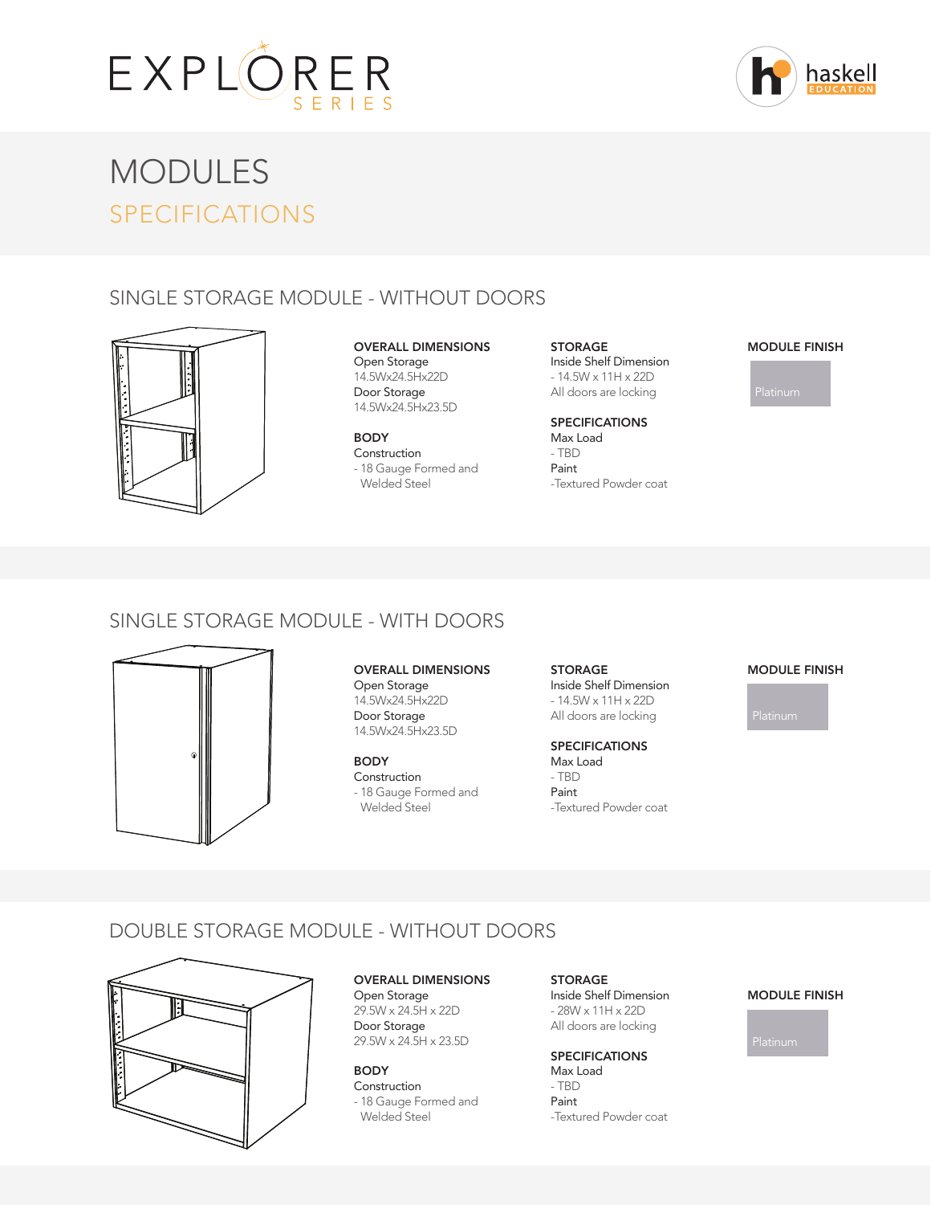EXPLORER SERIES

haskell EDUCATION

# MODULES

## SPECIFICATIONS

### SINGLE STORAGE MODULE - WITHOUT DOORS

**OVERALL DIMENSIONS**
Open Storage
14.5Wx24.5Hx22D
Door Storage
14.5Wx24.5Hx23.5D

**BODY**
Construction
- 18 Gauge Formed and Welded Steel

**STORAGE**
Inside Shelf Dimension
- 14.5W x 11H x 22D
All doors are locking

**SPECIFICATIONS**
Max Load
- TBD
Paint
-Textured Powder coat

**MODULE FINISH**
Platinum

### SINGLE STORAGE MODULE - WITH DOORS

**OVERALL DIMENSIONS**
Open Storage
14.5Wx24.5Hx22D
Door Storage
14.5Wx24.5Hx23.5D

**BODY**
Construction
- 18 Gauge Formed and Welded Steel

**STORAGE**
Inside Shelf Dimension
- 14.5W x 11H x 22D
All doors are locking

**SPECIFICATIONS**
Max Load
- TBD
Paint
-Textured Powder coat

**MODULE FINISH**
Platinum

### DOUBLE STORAGE MODULE - WITHOUT DOORS

**OVERALL DIMENSIONS**
Open Storage
29.5W x 24.5H x 22D
Door Storage
29.5W x 24.5H x 23.5D

**BODY**
Construction
- 18 Gauge Formed and Welded Steel

**STORAGE**
Inside Shelf Dimension
- 28W x 11H x 22D
All doors are locking

**SPECIFICATIONS**
Max Load
- TBD
Paint
-Textured Powder coat

**MODULE FINISH**
Platinum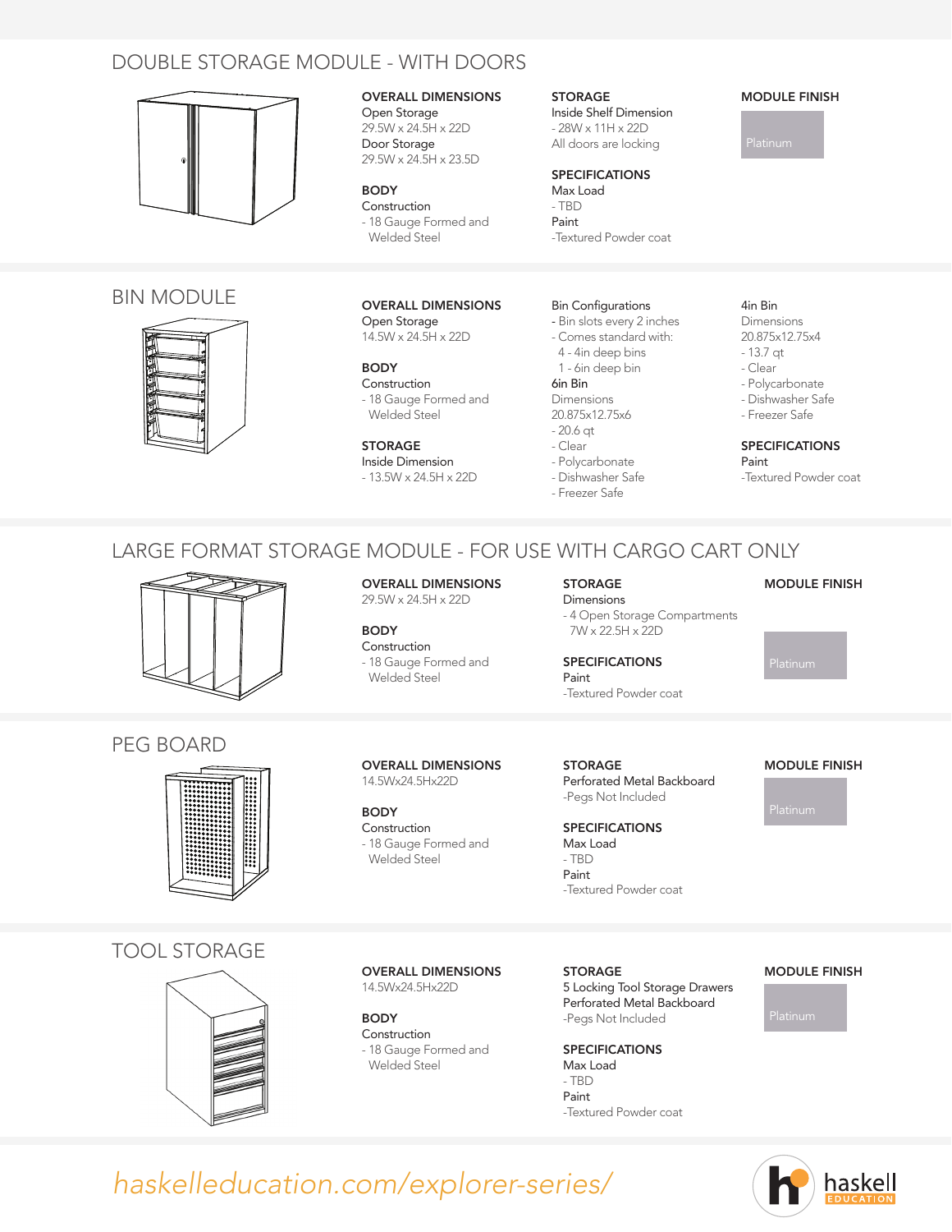## DOUBLE STORAGE MODULE - WITH DOORS

**OVERALL DIMENSIONS**
Open Storage
29.5W x 24.5H x 22D
Door Storage
29.5W x 24.5H x 23.5D

**BODY**
Construction
- 18 Gauge Formed and Welded Steel

**STORAGE**
Inside Shelf Dimension
- 28W x 11H x 22D
All doors are locking

**SPECIFICATIONS**
Max Load
- TBD
Paint
-Textured Powder coat

**MODULE FINISH**
Platinum

## BIN MODULE

**OVERALL DIMENSIONS**
Open Storage
14.5W x 24.5H x 22D

**BODY**
Construction
- 18 Gauge Formed and Welded Steel

**STORAGE**
Inside Dimension
- 13.5W x 24.5H x 22D

Bin Configurations
- Bin slots every 2 inches
- Comes standard with:
  4 - 4in deep bins
  1 - 6in deep bin

6in Bin
Dimensions
20.875x12.75x6
- 20.6 qt
- Clear
- Polycarbonate
- Dishwasher Safe
- Freezer Safe

4in Bin
Dimensions
20.875x12.75x4
- 13.7 qt
- Clear
- Polycarbonate
- Dishwasher Safe
- Freezer Safe

**SPECIFICATIONS**
Paint
-Textured Powder coat

## LARGE FORMAT STORAGE MODULE - FOR USE WITH CARGO CART ONLY

**OVERALL DIMENSIONS**
29.5W x 24.5H x 22D

**BODY**
Construction
- 18 Gauge Formed and Welded Steel

**STORAGE**
Dimensions
- 4 Open Storage Compartments
  7W x 22.5H x 22D

**SPECIFICATIONS**
Paint
-Textured Powder coat

**MODULE FINISH**
Platinum

## PEG BOARD

**OVERALL DIMENSIONS**
14.5Wx24.5Hx22D

**BODY**
Construction
- 18 Gauge Formed and Welded Steel

**STORAGE**
Perforated Metal Backboard
-Pegs Not Included

**SPECIFICATIONS**
Max Load
- TBD
Paint
-Textured Powder coat

**MODULE FINISH**
Platinum

## TOOL STORAGE

**OVERALL DIMENSIONS**
14.5Wx24.5Hx22D

**BODY**
Construction
- 18 Gauge Formed and Welded Steel

**STORAGE**
5 Locking Tool Storage Drawers
Perforated Metal Backboard
-Pegs Not Included

**SPECIFICATIONS**
Max Load
- TBD
Paint
-Textured Powder coat

**MODULE FINISH**
Platinum

*haskelleducation.com/explorer-series/*

haskell EDUCATION